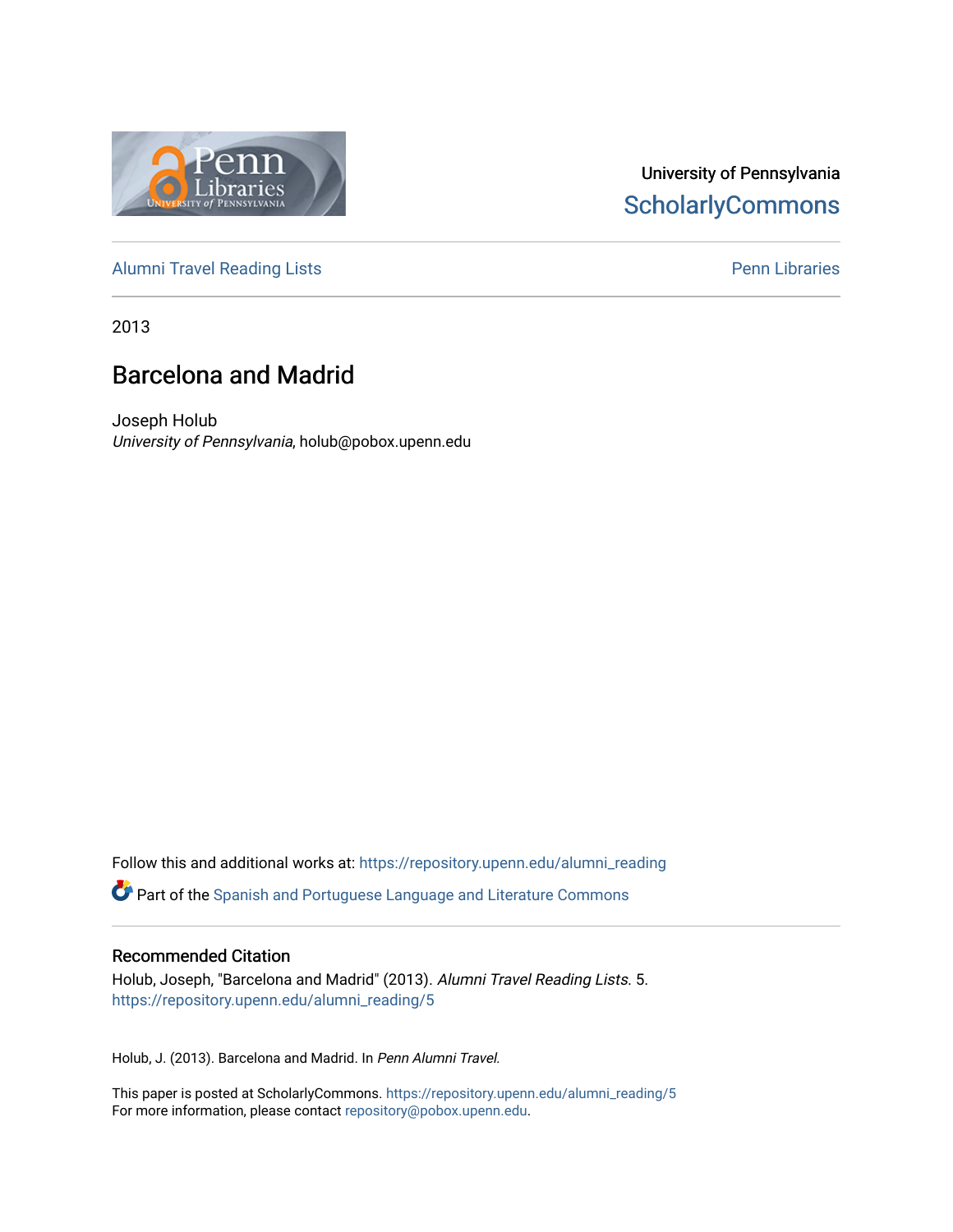University of Pennsylvania
ScholarlyCommons

Alumni Travel Reading Lists | Penn Libraries

2013

# Barcelona and Madrid

Joseph Holub
*University of Pennsylvania*, holub@pobox.upenn.edu

Follow this and additional works at: https://repository.upenn.edu/alumni_reading

Part of the Spanish and Portuguese Language and Literature Commons

## Recommended Citation

Holub, Joseph, "Barcelona and Madrid" (2013). *Alumni Travel Reading Lists*. 5.
https://repository.upenn.edu/alumni_reading/5

Holub, J. (2013). Barcelona and Madrid. In *Penn Alumni Travel.*

This paper is posted at ScholarlyCommons. https://repository.upenn.edu/alumni_reading/5
For more information, please contact repository@pobox.upenn.edu.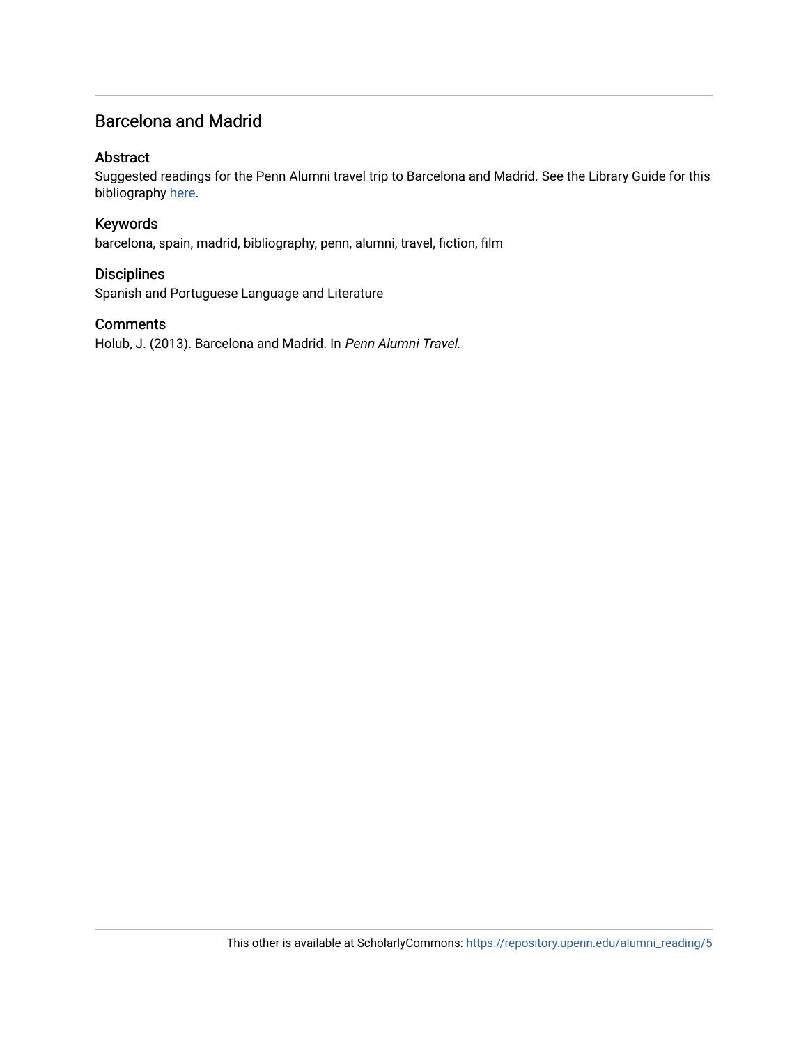## Barcelona and Madrid

### Abstract

Suggested readings for the Penn Alumni travel trip to Barcelona and Madrid. See the Library Guide for this bibliography here.

### Keywords

barcelona, spain, madrid, bibliography, penn, alumni, travel, fiction, film

### Disciplines

Spanish and Portuguese Language and Literature

### Comments

Holub, J. (2013). Barcelona and Madrid. In *Penn Alumni Travel.*

This other is available at ScholarlyCommons: https://repository.upenn.edu/alumni_reading/5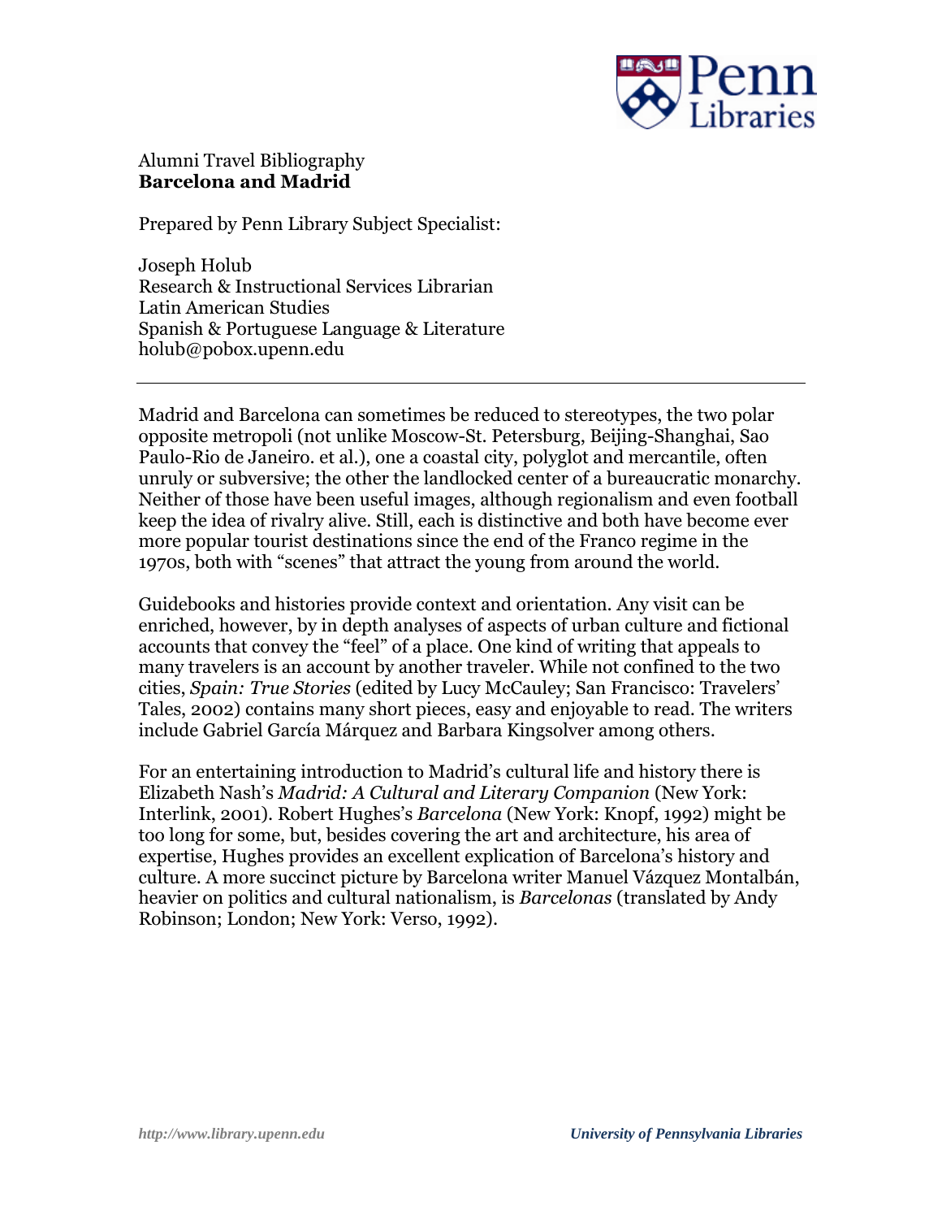Alumni Travel Bibliography
**Barcelona and Madrid**

Prepared by Penn Library Subject Specialist:

Joseph Holub
Research & Instructional Services Librarian
Latin American Studies
Spanish & Portuguese Language & Literature
holub@pobox.upenn.edu

---

Madrid and Barcelona can sometimes be reduced to stereotypes, the two polar opposite metropoli (not unlike Moscow-St. Petersburg, Beijing-Shanghai, Sao Paulo-Rio de Janeiro. et al.), one a coastal city, polyglot and mercantile, often unruly or subversive; the other the landlocked center of a bureaucratic monarchy. Neither of those have been useful images, although regionalism and even football keep the idea of rivalry alive. Still, each is distinctive and both have become ever more popular tourist destinations since the end of the Franco regime in the 1970s, both with "scenes" that attract the young from around the world.

Guidebooks and histories provide context and orientation. Any visit can be enriched, however, by in depth analyses of aspects of urban culture and fictional accounts that convey the "feel" of a place. One kind of writing that appeals to many travelers is an account by another traveler. While not confined to the two cities, *Spain: True Stories* (edited by Lucy McCauley; San Francisco: Travelers' Tales, 2002) contains many short pieces, easy and enjoyable to read. The writers include Gabriel García Márquez and Barbara Kingsolver among others.

For an entertaining introduction to Madrid's cultural life and history there is Elizabeth Nash's *Madrid: A Cultural and Literary Companion* (New York: Interlink, 2001). Robert Hughes's *Barcelona* (New York: Knopf, 1992) might be too long for some, but, besides covering the art and architecture, his area of expertise, Hughes provides an excellent explication of Barcelona's history and culture. A more succinct picture by Barcelona writer Manuel Vázquez Montalbán, heavier on politics and cultural nationalism, is *Barcelonas* (translated by Andy Robinson; London; New York: Verso, 1992).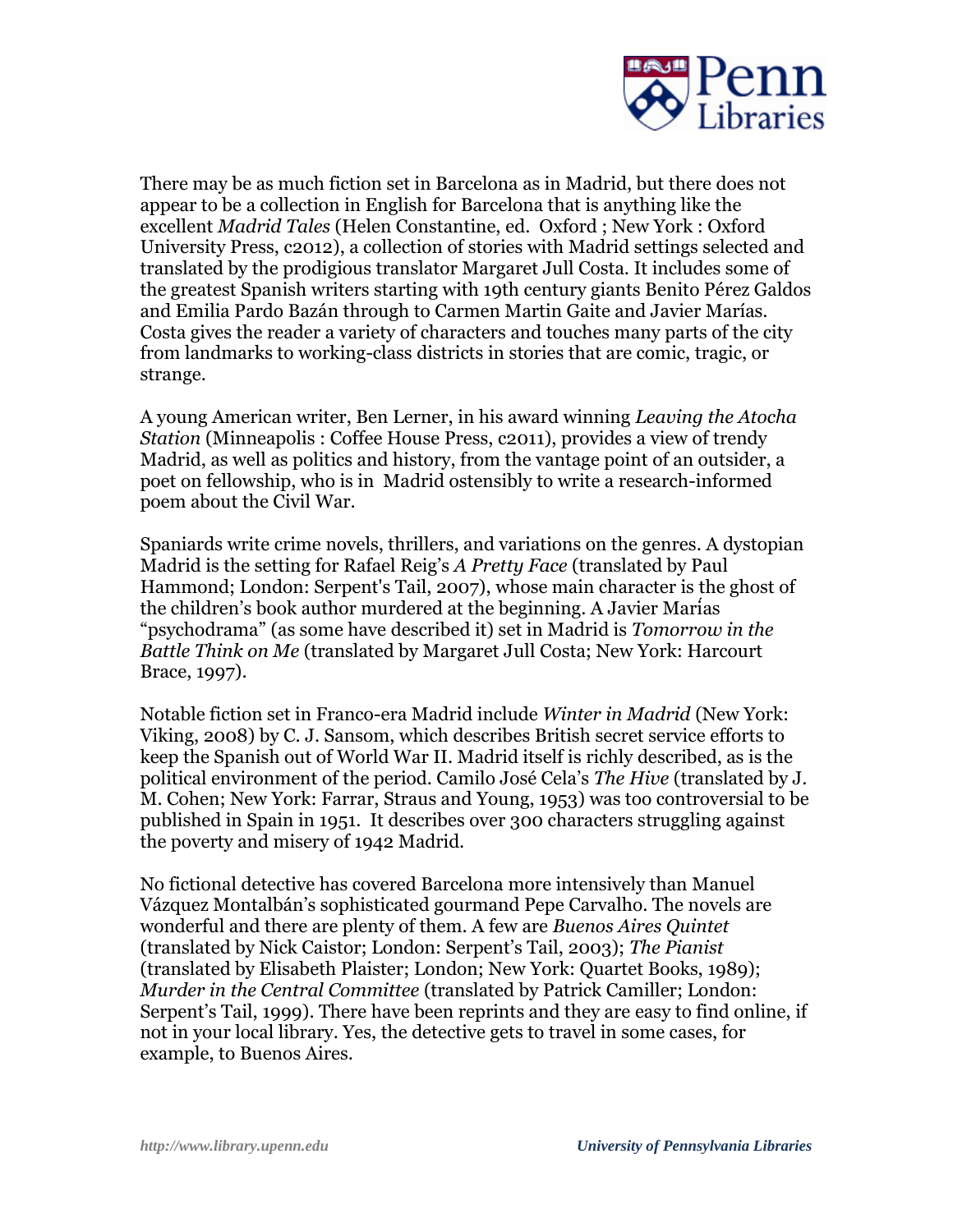There may be as much fiction set in Barcelona as in Madrid, but there does not appear to be a collection in English for Barcelona that is anything like the excellent *Madrid Tales* (Helen Constantine, ed. Oxford ; New York : Oxford University Press, c2012), a collection of stories with Madrid settings selected and translated by the prodigious translator Margaret Jull Costa. It includes some of the greatest Spanish writers starting with 19th century giants Benito Pérez Galdos and Emilia Pardo Bazán through to Carmen Martin Gaite and Javier Marías. Costa gives the reader a variety of characters and touches many parts of the city from landmarks to working-class districts in stories that are comic, tragic, or strange.

A young American writer, Ben Lerner, in his award winning *Leaving the Atocha Station* (Minneapolis : Coffee House Press, c2011), provides a view of trendy Madrid, as well as politics and history, from the vantage point of an outsider, a poet on fellowship, who is in Madrid ostensibly to write a research-informed poem about the Civil War.

Spaniards write crime novels, thrillers, and variations on the genres. A dystopian Madrid is the setting for Rafael Reig's *A Pretty Face* (translated by Paul Hammond; London: Serpent's Tail, 2007), whose main character is the ghost of the children's book author murdered at the beginning. A Javier Marías "psychodrama" (as some have described it) set in Madrid is *Tomorrow in the Battle Think on Me* (translated by Margaret Jull Costa; New York: Harcourt Brace, 1997).

Notable fiction set in Franco-era Madrid include *Winter in Madrid* (New York: Viking, 2008) by C. J. Sansom, which describes British secret service efforts to keep the Spanish out of World War II. Madrid itself is richly described, as is the political environment of the period. Camilo José Cela's *The Hive* (translated by J. M. Cohen; New York: Farrar, Straus and Young, 1953) was too controversial to be published in Spain in 1951. It describes over 300 characters struggling against the poverty and misery of 1942 Madrid.

No fictional detective has covered Barcelona more intensively than Manuel Vázquez Montalbán's sophisticated gourmand Pepe Carvalho. The novels are wonderful and there are plenty of them. A few are *Buenos Aires Quintet* (translated by Nick Caistor; London: Serpent's Tail, 2003); *The Pianist* (translated by Elisabeth Plaister; London; New York: Quartet Books, 1989); *Murder in the Central Committee* (translated by Patrick Camiller; London: Serpent's Tail, 1999). There have been reprints and they are easy to find online, if not in your local library. Yes, the detective gets to travel in some cases, for example, to Buenos Aires.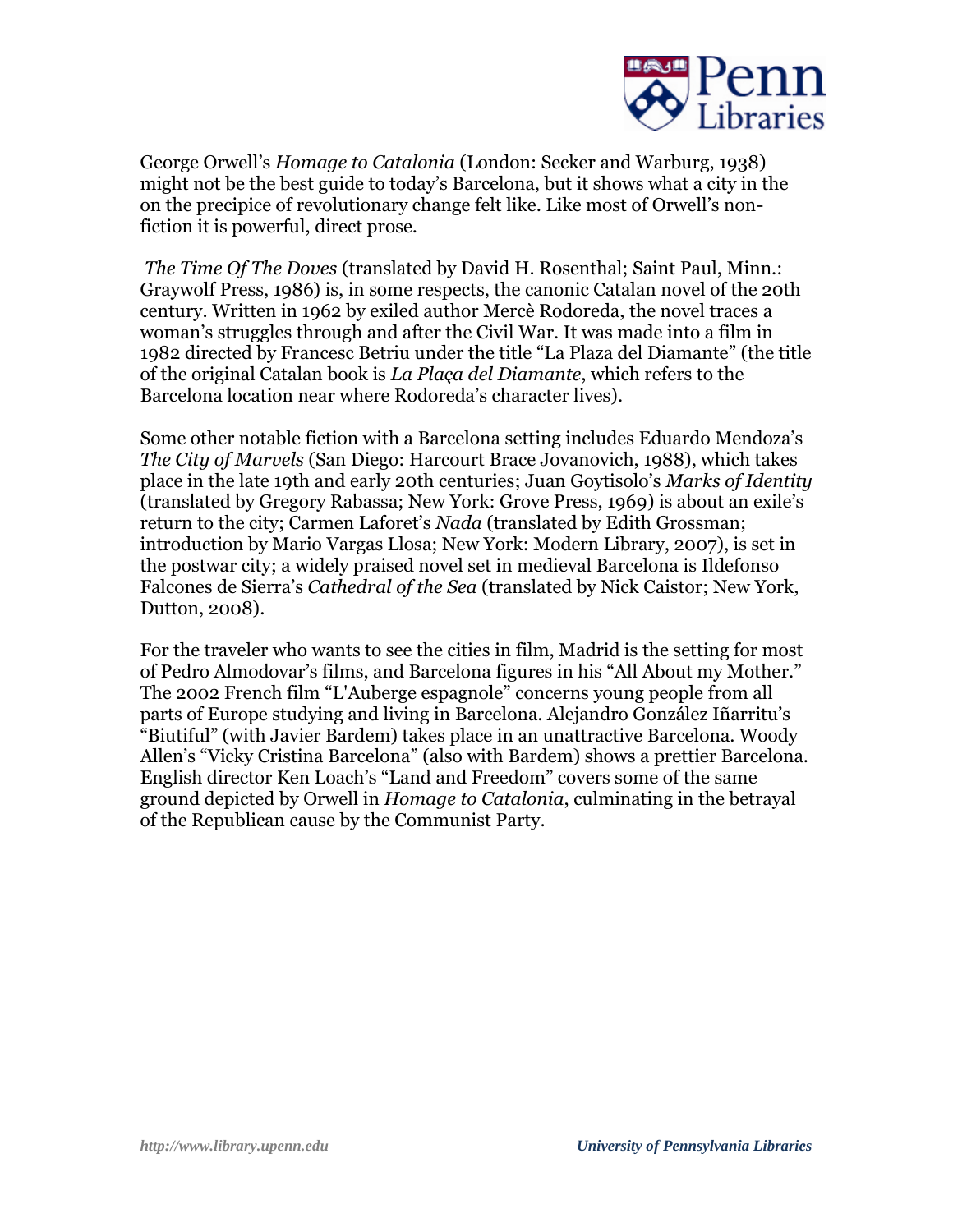George Orwell's *Homage to Catalonia* (London: Secker and Warburg, 1938) might not be the best guide to today's Barcelona, but it shows what a city in the on the precipice of revolutionary change felt like. Like most of Orwell's non-fiction it is powerful, direct prose.

*The Time Of The Doves* (translated by David H. Rosenthal; Saint Paul, Minn.: Graywolf Press, 1986) is, in some respects, the canonic Catalan novel of the 20th century. Written in 1962 by exiled author Mercè Rodoreda, the novel traces a woman's struggles through and after the Civil War. It was made into a film in 1982 directed by Francesc Betriu under the title "La Plaza del Diamante" (the title of the original Catalan book is *La Plaça del Diamante*, which refers to the Barcelona location near where Rodoreda's character lives).

Some other notable fiction with a Barcelona setting includes Eduardo Mendoza's *The City of Marvels* (San Diego: Harcourt Brace Jovanovich, 1988), which takes place in the late 19th and early 20th centuries; Juan Goytisolo's *Marks of Identity* (translated by Gregory Rabassa; New York: Grove Press, 1969) is about an exile's return to the city; Carmen Laforet's *Nada* (translated by Edith Grossman; introduction by Mario Vargas Llosa; New York: Modern Library, 2007), is set in the postwar city; a widely praised novel set in medieval Barcelona is Ildefonso Falcones de Sierra's *Cathedral of the Sea* (translated by Nick Caistor; New York, Dutton, 2008).

For the traveler who wants to see the cities in film, Madrid is the setting for most of Pedro Almodovar's films, and Barcelona figures in his "All About my Mother." The 2002 French film "L'Auberge espagnole" concerns young people from all parts of Europe studying and living in Barcelona. Alejandro González Iñarritu's "Biutiful" (with Javier Bardem) takes place in an unattractive Barcelona. Woody Allen's "Vicky Cristina Barcelona" (also with Bardem) shows a prettier Barcelona. English director Ken Loach's "Land and Freedom" covers some of the same ground depicted by Orwell in *Homage to Catalonia*, culminating in the betrayal of the Republican cause by the Communist Party.